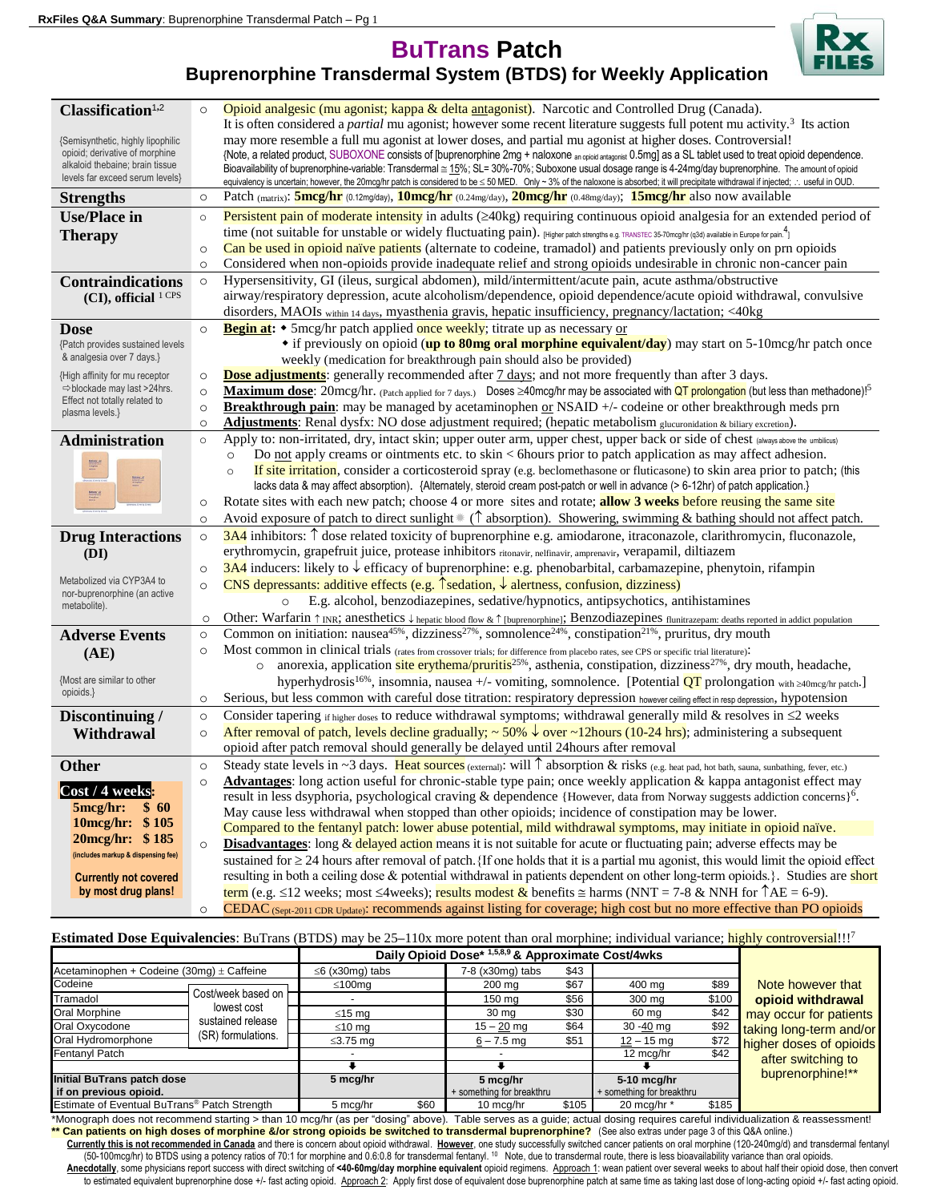# BuTrans Patch

## Buprenorphine Transdermal System (BTDS) for Weekly Application

| | |
|---|---|
| **Classification**[1,2] <br> {Semisynthetic, highly lipophilic opioid; derivative of morphine alkaloid thebaine; brain tissue levels far exceed serum levels} | ○ Opioid analgesic (mu agonist; kappa & delta antagonist). Narcotic and Controlled Drug (Canada). It is often considered a *partial* mu agonist; however some recent literature suggests full potent mu activity.[3] Its action may more resemble a full mu agonist at lower doses, and partial mu agonist at higher doses. Controversial! {Note, a related product, SUBOXONE consists of [buprenorphine 2mg + naloxone an opioid antagonist 0.5mg] as a SL tablet used to treat opioid dependence. Bioavailability of buprenorphine-variable: Transdermal ≅ 15%; SL= 30%-70%; Suboxone usual dosage range is 4-24mg/day buprenorphine. The amount of opioid equivalency is uncertain; however, the 20mcg/hr patch is considered to be ≤ 50 MED. Only ~ 3% of the naloxone is absorbed; it will precipitate withdrawal if injected; ∴ useful in OUD. |
| **Strengths** | ○ Patch (matrix): **5mcg/hr** (0.12mg/day), **10mcg/hr** (0.24mg/day), **20mcg/hr** (0.48mg/day); **15mcg/hr** also now available |
| **Use/Place in Therapy** | ○ Persistent pain of moderate intensity in adults (≥40kg) requiring continuous opioid analgesia for an extended period of time (not suitable for unstable or widely fluctuating pain). [Higher patch strengths e.g. TRANSTEC 35-70mcg/hr (q3d) available in Europe for pain.[4]] <br> ○ Can be used in opioid naïve patients (alternate to codeine, tramadol) and patients previously only on prn opioids <br> ○ Considered when non-opioids provide inadequate relief and strong opioids undesirable in chronic non-cancer pain |
| **Contraindications (CI), official** [1 CPS] | ○ Hypersensitivity, GI (ileus, surgical abdomen), mild/intermittent/acute pain, acute asthma/obstructive airway/respiratory depression, acute alcoholism/dependence, opioid dependence/acute opioid withdrawal, convulsive disorders, MAOIs within 14 days, myasthenia gravis, hepatic insufficiency, pregnancy/lactation; <40kg |
| **Dose** <br> {Patch provides sustained levels & analgesia over 7 days.} <br> {High affinity for mu receptor ⇨blockade may last >24hrs. Effect not totally related to plasma levels.} | ○ **Begin at:** • 5mcg/hr patch applied once weekly; titrate up as necessary or <br> • if previously on opioid (**up to 80mg oral morphine equivalent/day**) may start on 5-10mcg/hr patch once weekly (medication for breakthrough pain should also be provided) <br> ○ **Dose adjustments**: generally recommended after 7 days; and not more frequently than after 3 days. <br> ○ **Maximum dose**: 20mcg/hr. (Patch applied for 7 days.) Doses ≥40mcg/hr may be associated with QT prolongation (but less than methadone)![5] <br> ○ **Breakthrough pain**: may be managed by acetaminophen or NSAID +/- codeine or other breakthrough meds prn <br> ○ **Adjustments**: Renal dysfx: NO dose adjustment required; (hepatic metabolism glucuronidation & biliary excretion). |
| **Administration** | ○ Apply to: non-irritated, dry, intact skin; upper outer arm, upper chest, upper back or side of chest (always above the umbilicus) <br> ○ Do not apply creams or ointments etc. to skin < 6hours prior to patch application as may affect adhesion. <br> ○ If site irritation, consider a corticosteroid spray (e.g. beclomethasone or fluticasone) to skin area prior to patch; (this lacks data & may affect absorption). {Alternately, steroid cream post-patch or well in advance (> 6-12hr) of patch application.} <br> ○ Rotate sites with each new patch; choose 4 or more sites and rotate; **allow 3 weeks** before reusing the same site <br> ○ Avoid exposure of patch to direct sunlight (↑ absorption). Showering, swimming & bathing should not affect patch. |
| **Drug Interactions (DI)** <br> Metabolized via CYP3A4 to nor-buprenorphine (an active metabolite). | ○ 3A4 inhibitors: ↑ dose related toxicity of buprenorphine e.g. amiodarone, itraconazole, clarithromycin, fluconazole, erythromycin, grapefruit juice, protease inhibitors ritonavir, nelfinavir, amprenavir, verapamil, diltiazem <br> ○ 3A4 inducers: likely to ↓ efficacy of buprenorphine: e.g. phenobarbital, carbamazepine, phenytoin, rifampin <br> ○ CNS depressants: additive effects (e.g. ↑sedation, ↓ alertness, confusion, dizziness) <br> ○ E.g. alcohol, benzodiazepines, sedative/hypnotics, antipsychotics, antihistamines <br> ○ Other: Warfarin ↑ INR; anesthetics ↓ hepatic blood flow & ↑ [buprenorphine]; Benzodiazepines flunitrazepam: deaths reported in addict population |
| **Adverse Events (AE)** <br> {Most are similar to other opioids.} | ○ Common on initiation: nausea[45%], dizziness[27%], somnolence[24%], constipation[21%], pruritus, dry mouth <br> ○ Most common in clinical trials (rates from crossover trials; for difference from placebo rates, see CPS or specific trial literature): <br> ○ anorexia, application site erythema/pruritis[25%], asthenia, constipation, dizziness[27%], dry mouth, headache, hyperhydrosis[16%], insomnia, nausea +/- vomiting, somnolence. [Potential QT prolongation with ≥40mcg/hr patch.] <br> ○ Serious, but less common with careful dose titration: respiratory depression however ceiling effect in resp depression, hypotension |
| **Discontinuing / Withdrawal** | ○ Consider tapering if higher doses to reduce withdrawal symptoms; withdrawal generally mild & resolves in ≤2 weeks <br> ○ After removal of patch, levels decline gradually; ~ 50% ↓ over ~12hours (10-24 hrs); administering a subsequent opioid after patch removal should generally be delayed until 24hours after removal |
| **Other** <br> **Cost / 4 weeks**: <br> **5mcg/hr: $ 60** <br> **10mcg/hr: $ 105** <br> **20mcg/hr: $ 185** <br> (includes markup & dispensing fee) <br> **Currently not covered by most drug plans!** | ○ Steady state levels in ~3 days. Heat sources (external): will ↑ absorption & risks (e.g. heat pad, hot bath, sauna, sunbathing, fever, etc.) <br> ○ **Advantages**: long action useful for chronic-stable type pain; once weekly application & kappa antagonist effect may result in less dsyphoria, psychological craving & dependence {However, data from Norway suggests addiction concerns}[6]. May cause less withdrawal when stopped than other opioids; incidence of constipation may be lower. Compared to the fentanyl patch: lower abuse potential, mild withdrawal symptoms, may initiate in opioid naïve. <br> ○ **Disadvantages**: long & delayed action means it is not suitable for acute or fluctuating pain; adverse effects may be sustained for ≥ 24 hours after removal of patch.{If one holds that it is a partial mu agonist, this would limit the opioid effect resulting in both a ceiling dose & potential withdrawal in patients dependent on other long-term opioids.}. Studies are short term (e.g. ≤12 weeks; most ≤4weeks); results modest & benefits ≅ harms (NNT = 7-8 & NNH for ↑AE = 6-9). <br> ○ CEDAC (Sept-2011 CDR Update): recommends against listing for coverage; high cost but no more effective than PO opioids |

**Estimated Dose Equivalencies**: BuTrans (BTDS) may be 25–110x more potent than oral morphine; individual variance; highly controversial!!![7]

| | | Daily Opioid Dose* [1,5,8,9] & Approximate Cost/4wks | | | | | | |
|---|---|---|---|---|---|---|---|---|
| Acetaminophen + Codeine (30mg) ± Caffeine | | ≤6 (x30mg) tabs | | 7-8 (x30mg) tabs | $43 | | | Note however that **opioid withdrawal** may occur for patients taking long-term and/or higher doses of opioids after switching to buprenorphine!** |
| Codeine | Cost/week based on lowest cost sustained release (SR) formulations. | ≤100mg | | 200 mg | $67 | 400 mg | $89 | |
| Tramadol | | - | | 150 mg | $56 | 300 mg | $100 | |
| Oral Morphine | | ≤15 mg | | 30 mg | $30 | 60 mg | $42 | |
| Oral Oxycodone | | ≤10 mg | | 15 – 20 mg | $64 | 30 -40 mg | $92 | |
| Oral Hydromorphone | | ≤3.75 mg | | 6 – 7.5 mg | $51 | 12 – 15 mg | $72 | |
| Fentanyl Patch | | - | | - | | 12 mcg/hr | $42 | |
| | | ⬇ | | ⬇ | | ⬇ | | |
| **Initial BuTrans patch dose if on previous opioid.** | | **5 mcg/hr** | | **5 mcg/hr** + something for breakthru | | **5-10 mcg/hr** + something for breakthru | | |
| Estimate of Eventual BuTrans® Patch Strength | | 5 mcg/hr | $60 | 10 mcg/hr | $105 | 20 mcg/hr * | $185 | |

*Monograph does not recommend starting > than 10 mcg/hr (as per "dosing" above). Table serves as a guide; actual dosing requires careful individualization & reassessment!

**\*\* Can patients on high doses of morphine &/or strong opioids be switched to transdermal buprenorphine?** (See also extras under page 3 of this Q&A online.)

**Currently this is not recommended in Canada** and there is concern about opioid withdrawal. **However**, one study successfully switched cancer patients on oral morphine (120-240mg/d) and transdermal fentanyl (50-100mcg/hr) to BTDS using a potency ratios of 70:1 for morphine and 0.6:0.8 for transdermal fentanyl.[10] Note, due to transdermal route, there is less bioavailability variance than oral opioids.

**Anecdotally**, some physicians report success with direct switching of **<40-60mg/day morphine equivalent** opioid regimens. Approach 1: wean patient over several weeks to about half their opioid dose, then convert to estimated equivalent buprenorphine dose +/- fast acting opioid. Approach 2: Apply first dose of equivalent dose buprenorphine patch at same time as taking last dose of long-acting opioid +/- fast acting opioid.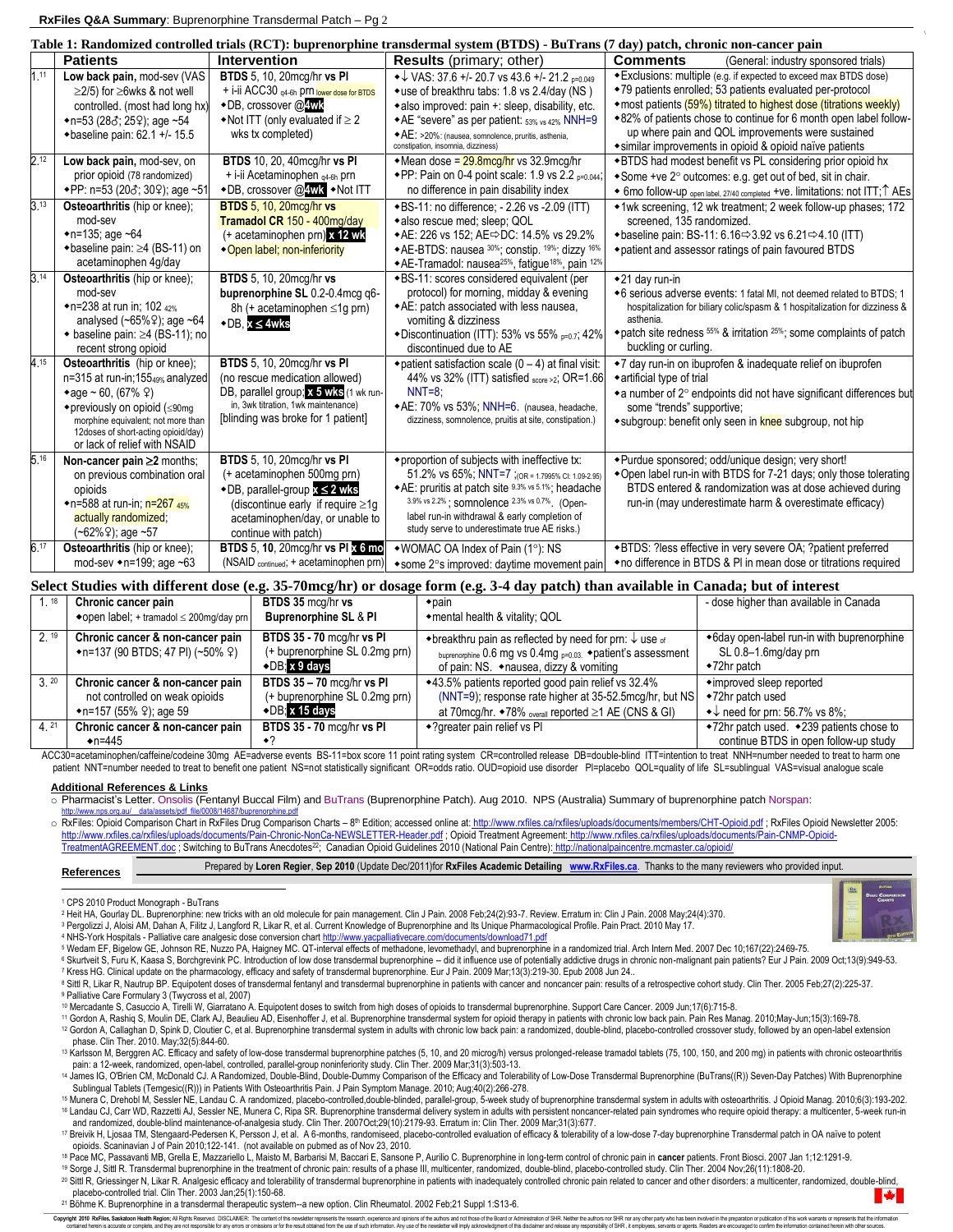## Table 1: Randomized controlled trials (RCT): buprenorphine transdermal system (BTDS) - BuTrans (7 day) patch, chronic non-cancer pain

| | Patients | Intervention | Results (primary; other) | Comments (General: industry sponsored trials) |
|---|---|---|---|---|
| 1.[11] | **Low back pain**, mod-sev (VAS ≥2/5) for ≥6wks & not well controlled. (most had long hx) ◆n=53 (28♂; 25♀); age ~54 ◆baseline pain: 62.1 +/- 15.5 | **BTDS** 5, 10, 20mcg/hr **vs Pl** + i-ii ACC30 q4-6h prn lower dose for BTDS ◆DB, crossover @**4wk** ◆Not ITT (only evaluated if ≥ 2 wks tx completed) | ◆↓ VAS: 37.6 +/- 20.7 vs 43.6 +/- 21.2 p=0.049 ◆use of breakthru tabs: 1.8 vs 2.4/day (NS ) ◆also improved: pain +: sleep, disability, etc. ◆AE "severe" as per patient: 53% vs 42% NNH=9 ◆AE: >20%: (nausea, somnolence, pruritis, asthenia, constipation, insomnia, dizziness) | ◆Exclusions: multiple (e.g. if expected to exceed max BTDS dose) ◆79 patients enrolled; 53 patients evaluated per-protocol ◆most patients (59%) titrated to highest dose (titrations weekly) ◆82% of patients chose to continue for 6 month open label follow-up where pain and QOL improvements were sustained ◆similar improvements in opioid & opioid naïve patients |
| 2.[12] | **Low back pain**, mod-sev, on prior opioid (78 randomized) ◆PP: n=53 (20♂; 30♀); age ~51 | **BTDS** 10, 20, 40mcg/hr **vs Pl** + i-ii Acetaminophen q4-6h prn ◆DB, crossover @**4wk** ◆Not ITT | ◆Mean dose = 29.8mcg/hr vs 32.9mcg/hr ◆PP: Pain on 0-4 point scale: 1.9 vs 2.2 p=0.044; no difference in pain disability index | ◆BTDS had modest benefit vs PL considering prior opioid hx ◆Some +ve 2° outcomes: e.g. get out of bed, sit in chair. ◆6mo follow-up open label, 27/40 completed +ve. limitations: not ITT;↑ AEs |
| 3.[13] | **Osteoarthritis** (hip or knee); mod-sev ◆n=135; age ~64 ◆baseline pain: ≥4 (BS-11) on acetaminophen 4g/day | **BTDS** 5, 10, 20mcg/hr **vs Tramadol CR** 150 - 400mg/day (+ acetaminophen prn) **x 12 wk** ◆Open label; non-inferiority | ◆BS-11: no difference; - 2.26 vs -2.09 (ITT) ◆also rescue med; sleep; QOL ◆AE: 226 vs 152; AE⇨DC: 14.5% vs 29.2% ◆AE-BTDS: nausea 30%; constip. 19%; dizzy 16% ◆AE-Tramadol: nausea25%, fatigue18%, pain 12% | ◆1wk screening, 12 wk treatment; 2 week follow-up phases; 172 screened, 135 randomized. ◆baseline pain: BS-11: 6.16⇨3.92 vs 6.21⇨4.10 (ITT) ◆patient and assessor ratings of pain favoured BTDS |
| 3.[14] | **Osteoarthritis** (hip or knee); mod-sev ◆n=238 at run in; 102 42% analysed (~65%♀); age ~64 ◆ baseline pain: ≥4 (BS-11); no recent strong opioid | **BTDS** 5, 10, 20mcg/hr **vs buprenorphine SL** 0.2-0.4mcg q6-8h (+ acetaminophen ≤1g prn) ◆DB, **x ≤ 4wks** | ◆BS-11: scores considered equivalent (per protocol) for morning, midday & evening ◆AE: patch associated with less nausea, vomiting & dizziness ◆Discontinuation (ITT): 53% vs 55% p=0.7; 42% discontinued due to AE | ◆21 day run-in ◆6 serious adverse events: 1 fatal MI, not deemed related to BTDS; 1 hospitalization for biliary colic/spasm & 1 hospitalization for dizziness & asthenia. ◆patch site redness 55% & irritation 25%; some complaints of patch buckling or curling. |
| 4.[15] | **Osteoarthritis** (hip or knee); n=315 at run-in;155 49% analyzed ◆age ~ 60, (67% ♀) ◆previously on opioid (≤90mg morphine equivalent; not more than 12doses of short-acting opioid/day) or lack of relief with NSAID | **BTDS** 5, 10, 20mcg/hr **vs Pl** (no rescue medication allowed) DB, parallel group; **x 5 wks** (1 wk run-in, 3wk titration, 1wk maintenance) [blinding was broke for 1 patient] | ◆patient satisfaction scale (0 – 4) at final visit: 44% vs 32% (ITT) satisfied score >2; OR=1.66 NNT=8; ◆AE: 70% vs 53%; NNH=6. (nausea, headache, dizziness, somnolence, pruitis at site, constipation.) | ◆7 day run-in on ibuprofen & inadequate relief on ibuprofen ◆artificial type of trial ◆a number of 2° endpoints did not have significant differences but some "trends" supportive; ◆subgroup: benefit only seen in knee subgroup, not hip |
| 5.[16] | **Non-cancer pain ≥2** months; on previous combination oral opioids ◆n=588 at run-in; n=267 45% actually randomized; (~62%♀); age ~57 | **BTDS** 5, 10, 20mcg/hr **vs Pl** (+ acetaminophen 500mg prn) ◆DB, parallel-group **x ≤ 2 wks** (discontinue early if require ≥1g acetaminophen/day, or unable to continue with patch) | ◆proportion of subjects with ineffective tx: 51.2% vs 65%; NNT=7 ;(OR = 1.7995% CI: 1.09-2.95) ◆AE: pruritis at patch site 9.3% vs 5.1%; headache 3.9% vs 2.2% ; somnolence 2.3% vs 0.7%. (Open-label run-in withdrawal & early completion of study serve to underestimate true AE risks.) | ◆Purdue sponsored; odd/unique design; very short! ◆Open label run-in with BTDS for 7-21 days; only those tolerating BTDS entered & randomization was at dose achieved during run-in (may underestimate harm & overestimate efficacy) |
| 6.[17] | **Osteoarthritis** (hip or knee); mod-sev ◆n=199; age ~63 | **BTDS** 5, **10**, 20mcg/hr **vs Pl x 6 mo** (NSAID continued; + acetaminophen prn) | ◆WOMAC OA Index of Pain (1°): NS ◆some 2°s improved: daytime movement pain | ◆BTDS: ?less effective in very severe OA; ?patient preferred ◆no difference in BTDS & Pl in mean dose or titrations required |

## Select Studies with different dose (e.g. 35-70mcg/hr) or dosage form (e.g. 3-4 day patch) than available in Canada; but of interest

| | | | | |
|---|---|---|---|---|
| 1. [18] | **Chronic cancer pain** ◆open label; + tramadol ≤ 200mg/day prn | **BTDS 35** mcg/hr **vs Buprenorphine SL & Pl** | ◆pain ◆mental health & vitality; QOL | - dose higher than available in Canada |
| 2. [19] | **Chronic cancer & non-cancer pain** ◆n=137 (90 BTDS; 47 Pl) (~50% ♀) | **BTDS 35 - 70** mcg/hr **vs Pl** (+ buprenorphine SL 0.2mg prn) ◆DB; **x 9 days** | ◆breakthru pain as reflected by need for prn: ↓ use of buprenorphine 0.6 mg vs 0.4mg p=0.03. ◆patient's assessment of pain: NS. ◆nausea, dizzy & vomiting | ◆6day open-label run-in with buprenorphine SL 0.8–1.6mg/day prn ◆72hr patch |
| 3. [20] | **Chronic cancer & non-cancer pain** not controlled on weak opioids ◆n=157 (55% ♀); age 59 | **BTDS 35 – 70** mcg/hr **vs Pl** (+ buprenorphine SL 0.2mg prn) ◆DB: **x 15 days** | ◆43.5% patients reported good pain relief vs 32.4% (NNT=9); response rate higher at 35-52.5mcg/hr, but NS at 70mcg/hr. ◆78% overall reported ≥1 AE (CNS & GI) | ◆improved sleep reported ◆72hr patch used ◆↓ need for prn: 56.7% vs 8%; |
| 4. [21] | **Chronic cancer & non-cancer pain** ◆n=445 | **BTDS 35 - 70** mcg/hr **vs Pl** ◆? | ◆?greater pain relief vs Pl | ◆72hr patch used. ◆239 patients chose to continue BTDS in open follow-up study |

ACC30=acetaminophen/caffeine/codeine 30mg AE=adverse events BS-11=box score 11 point rating system CR=controlled release DB=double-blind ITT=intention to treat NNH=number needed to treat to harm one patient NNT=number needed to treat to benefit one patient NS=not statistically significant OR=odds ratio. OUD=opioid use disorder Pl=placebo QOL=quality of life SL=sublingual VAS=visual analogue scale

### Additional References & Links

- Pharmacist's Letter. Onsolis (Fentanyl Buccal Film) and BuTrans (Buprenorphine Patch). Aug 2010. NPS (Australia) Summary of buprenorphine patch Norspan: http://www.nps.org.au/__data/assets/pdf_file/0008/14687/buprenorphine.pdf
- RxFiles: Opioid Comparison Chart in RxFiles Drug Comparison Charts – 8th Edition; accessed online at: http://www.rxfiles.ca/rxfiles/uploads/documents/members/CHT-Opioid.pdf ; RxFiles Opioid Newsletter 2005: http://www.rxfiles.ca/rxfiles/uploads/documents/Pain-Chronic-NonCa-NEWSLETTER-Header.pdf ; Opioid Treatment Agreement: http://www.rxfiles.ca/rxfiles/uploads/documents/Pain-CNMP-Opioid-TreatmentAGREEMENT.doc ; Switching to BuTrans Anecdotes[22]; Canadian Opioid Guidelines 2010 (National Pain Centre): http://nationalpaincentre.mcmaster.ca/opioid/

### References

Prepared by **Loren Regier**, **Sep 2010** (Update Dec/2011)for **RxFiles Academic Detailing** **www.RxFiles.ca**. Thanks to the many reviewers who provided input.

1. CPS 2010 Product Monograph - BuTrans
2. Heit HA, Gourlay DL. Buprenorphine: new tricks with an old molecule for pain management. Clin J Pain. 2008 Feb;24(2):93-7. Review. Erratum in: Clin J Pain. 2008 May;24(4):370.
3. Pergolizzi J, Aloisi AM, Dahan A, Filitz J, Langford R, Likar R, et al. Current Knowledge of Buprenorphine and Its Unique Pharmacological Profile. Pain Pract. 2010 May 17.
4. NHS-York Hospitals - Palliative care analgesic dose conversion chart http://www.yacpalliativecare.com/documents/download71.pdf
5. Wedam EF, Bigelow GE, Johnson RE, Nuzzo PA, Haigney MC. QT-interval effects of methadone, levomethadyl, and buprenorphine in a randomized trial. Arch Intern Med. 2007 Dec 10;167(22):2469-75.
6. Skurtveit S, Furu K, Kaasa S, Borchgrevink PC. Introduction of low dose transdermal buprenorphine – did it influence use of potentially addictive drugs in chronic non-malignant pain patients? Eur J Pain. 2009 Oct;13(9):949-53.
7. Kress HG. Clinical update on the pharmacology, efficacy and safety of transdermal buprenorphine. Eur J Pain. 2009 Mar;13(3):219-30. Epub 2008 Jun 24..
8. Sittl R, Likar R, Nautrup BP. Equipotent doses of transdermal fentanyl and transdermal buprenorphine in patients with cancer and noncancer pain: results of a retrospective cohort study. Clin Ther. 2005 Feb;27(2):225-37.
9. Palliative Care Formulary 3 (Twycross et al, 2007)
10. Mercadante S, Casuccio A, Tirelli W, Giarratano A. Equipotent doses to switch from high doses of opioids to transdermal buprenorphine. Support Care Cancer. 2009 Jun;17(6):715-8.
11. Gordon A, Rashiq S, Moulin DE, Clark AJ, Beaulieu AD, Eisenhoffer J, et al. Buprenorphine transdermal system for opioid therapy in patients with chronic low back pain. Pain Res Manag. 2010;May-Jun;15(3):169-78.
12. Gordon A, Callaghan D, Spink D, Cloutier C, et al. Buprenorphine transdermal system in adults with chronic low back pain: a randomized, double-blind, placebo-controlled crossover study, followed by an open-label extension phase. Clin Ther. 2010. May;32(5):844-60.
13. Karlsson M, Berggren AC. Efficacy and safety of low-dose transdermal buprenorphine patches (5, 10, and 20 microg/h) versus prolonged-release tramadol tablets (75, 100, 150, and 200 mg) in patients with chronic osteoarthritis pain: a 12-week, randomized, open-label, controlled, parallel-group noninferiority study. Clin Ther. 2009 Mar;31(3):503-13.
14. James IG, O'Brien CM, McDonald CJ. A Randomized, Double-Blind, Double-Dummy Comparison of the Efficacy and Tolerability of Low-Dose Transdermal Buprenorphine (BuTrans((R)) Seven-Day Patches) With Buprenorphine Sublingual Tablets (Temgesic((R))) in Patients With Osteoarthritis Pain. J Pain Symptom Manage. 2010; Aug;40(2):266-278.
15. Munera C, Drehobl M, Sessler NE, Landau C. A randomized, placebo-controlled,double-blinded, parallel-group, 5-week study of buprenorphine transdermal system in adults with osteoarthritis. J Opioid Manag. 2010;6(3):193-202.
16. Landau CJ, Carr WD, Razzetti AJ, Sessler NE, Munera C, Ripa SR. Buprenorphine transdermal delivery system in adults with persistent noncancer-related pain syndromes who require opioid therapy: a multicenter, 5-week run-in and randomized, double-blind maintenance-of-analgesia study. Clin Ther. 2007Oct;29(10):2179-93. Erratum in: Clin Ther. 2009 Mar;31(3):677.
17. Breivik H, Ljosaa TM, Stengaard-Pedersen K, Persson J, et al. A 6-months, randomised, placebo-controlled evaluation of efficacy & tolerability of a low-dose 7-day buprenorphine Transdermal patch in OA naïve to potent opioids. Scaninavian J of Pain 2010;122-141. (not available on pubmed as of Nov 23, 2010.
18. Pace MC, Passavanti MB, Grella E, Mazzariello L, Maisto M, Barbarisi M, Baccari E, Sansone P, Aurilio C. Buprenorphine in long-term control of chronic pain in **cancer** patients. Front Biosci. 2007 Jan 1;12:1291-9.
19. Sorge J, Sittl R. Transdermal buprenorphine in the treatment of chronic pain: results of a phase III, multicenter, randomized, double-blind, placebo-controlled study. Clin Ther. 2004 Nov;26(11):1808-20.
20. Sittl R, Griessinger N, Likar R. Analgesic efficacy and tolerability of transdermal buprenorphine in patients with inadequately controlled chronic pain related to cancer and other disorders: a multicenter, randomized, double-blind, placebo-controlled trial. Clin Ther. 2003 Jan;25(1):150-68.
21. Böhme K. Buprenorphine in a transdermal therapeutic system--a new option. Clin Rheumatol. 2002 Feb;21 Suppl 1:S13-6.

Copyright 2010 RxFiles, Saskatoon Health Region; All Rights Reserved. DISCLAIMER: The content of this newsletter represents the research, experience and opinions of the authors and not those of the Board or Administration of SHR. Neither the authors nor SHR nor any other party who has been involved in the preparation or publication of this work warrants or represents that the information contained herein is accurate or complete, and they are not responsible for any errors or omissions or for the result obtained from the use of such information. Any use of the newsletter will imply acknowledgment of this disclaimer and release any responsibility of SHR, it employees, servants or agents. Readers are encouraged to confirm the information contained herein with other sources.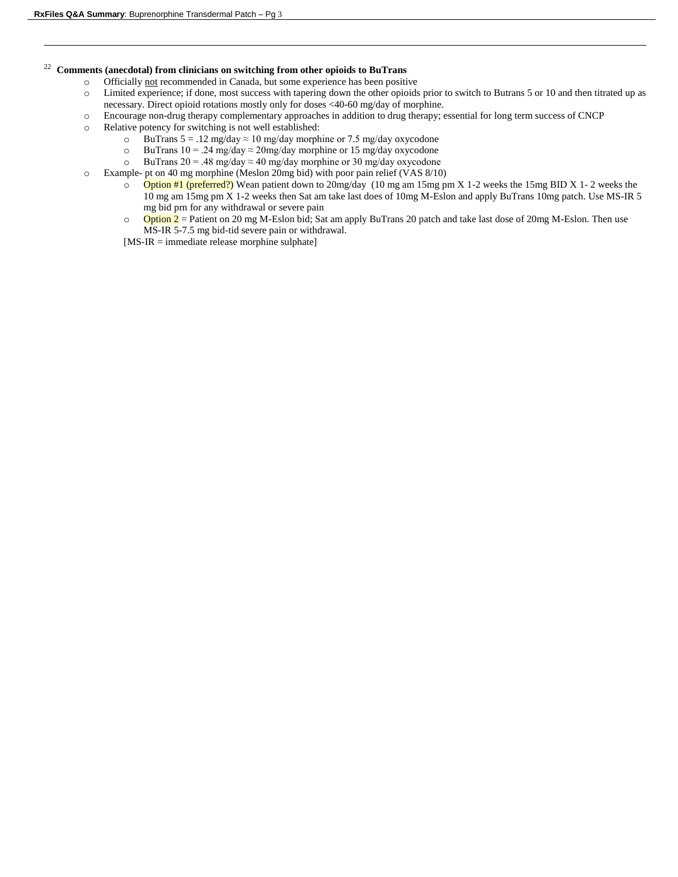[22] **Comments (anecdotal) from clinicians on switching from other opioids to BuTrans**

- Officially not recommended in Canada, but some experience has been positive
- Limited experience; if done, most success with tapering down the other opioids prior to switch to Butrans 5 or 10 and then titrated up as necessary. Direct opioid rotations mostly only for doses <40-60 mg/day of morphine.
- Encourage non-drug therapy complementary approaches in addition to drug therapy; essential for long term success of CNCP
- Relative potency for switching is not well established:
  - BuTrans 5 = .12 mg/day ≈ 10 mg/day morphine or 7.5 mg/day oxycodone
  - BuTrans 10 = .24 mg/day ≈ 20mg/day morphine or 15 mg/day oxycodone
  - BuTrans 20 = .48 mg/day ≈ 40 mg/day morphine or 30 mg/day oxycodone
- Example- pt on 40 mg morphine (Meslon 20mg bid) with poor pain relief (VAS 8/10)
  - Option #1 (preferred?) Wean patient down to 20mg/day (10 mg am 15mg pm X 1-2 weeks the 15mg BID X 1- 2 weeks the 10 mg am 15mg pm X 1-2 weeks then Sat am take last does of 10mg M-Eslon and apply BuTrans 10mg patch. Use MS-IR 5 mg bid prn for any withdrawal or severe pain
  - Option 2 = Patient on 20 mg M-Eslon bid; Sat am apply BuTrans 20 patch and take last dose of 20mg M-Eslon. Then use MS-IR 5-7.5 mg bid-tid severe pain or withdrawal.

  [MS-IR = immediate release morphine sulphate]